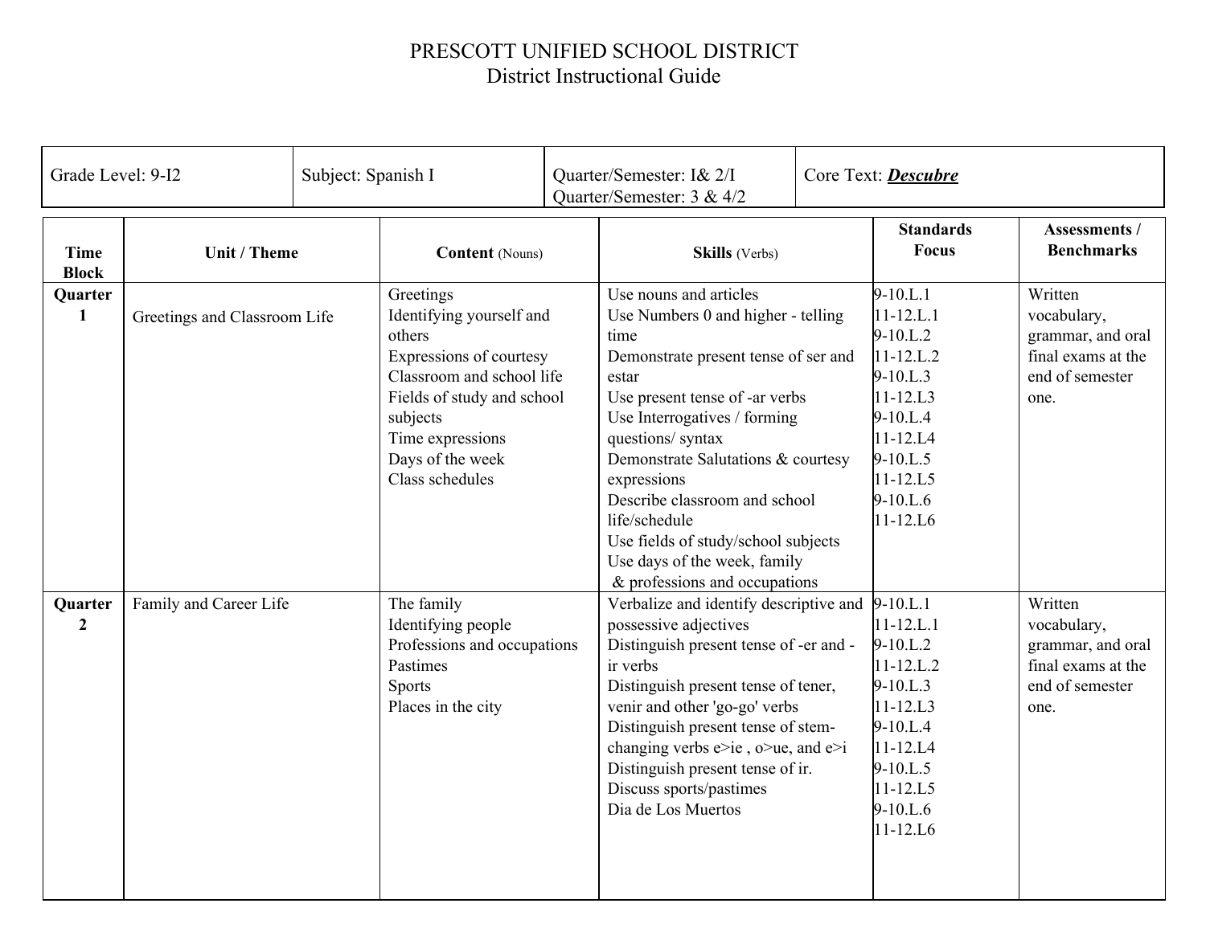# PRESCOTT UNIFIED SCHOOL DISTRICT

## District Instructional Guide

| Grade Level: 9-I2 | Subject: Spanish I | Quarter/Semester: I& 2/I<br>Quarter/Semester: 3 & 4/2 | Core Text: ***Descubre*** |
|---|---|---|---|

| Time Block | Unit / Theme | Content (Nouns) | Skills (Verbs) | Standards Focus | Assessments / Benchmarks |
|---|---|---|---|---|---|
| **Quarter 1** | Greetings and Classroom Life | Greetings<br>Identifying yourself and others<br>Expressions of courtesy<br>Classroom and school life<br>Fields of study and school subjects<br>Time expressions<br>Days of the week<br>Class schedules | Use nouns and articles<br>Use Numbers 0 and higher - telling time<br>Demonstrate present tense of ser and estar<br>Use present tense of -ar verbs<br>Use Interrogatives / forming questions/ syntax<br>Demonstrate Salutations & courtesy expressions<br>Describe classroom and school life/schedule<br>Use fields of study/school subjects<br>Use days of the week, family & professions and occupations | 9-10.L.1<br>11-12.L.1<br>9-10.L.2<br>11-12.L.2<br>9-10.L.3<br>11-12.L3<br>9-10.L.4<br>11-12.L4<br>9-10.L.5<br>11-12.L5<br>9-10.L.6<br>11-12.L6 | Written vocabulary, grammar, and oral final exams at the end of semester one. |
| **Quarter 2** | Family and Career Life | The family<br>Identifying people<br>Professions and occupations<br>Pastimes<br>Sports<br>Places in the city | Verbalize and identify descriptive and possessive adjectives<br>Distinguish present tense of -er and -ir verbs<br>Distinguish present tense of tener, venir and other 'go-go' verbs<br>Distinguish present tense of stem-changing verbs e>ie , o>ue, and e>i<br>Distinguish present tense of ir.<br>Discuss sports/pastimes<br>Dia de Los Muertos | 9-10.L.1<br>11-12.L.1<br>9-10.L.2<br>11-12.L.2<br>9-10.L.3<br>11-12.L3<br>9-10.L.4<br>11-12.L4<br>9-10.L.5<br>11-12.L5<br>9-10.L.6<br>11-12.L6 | Written vocabulary, grammar, and oral final exams at the end of semester one. |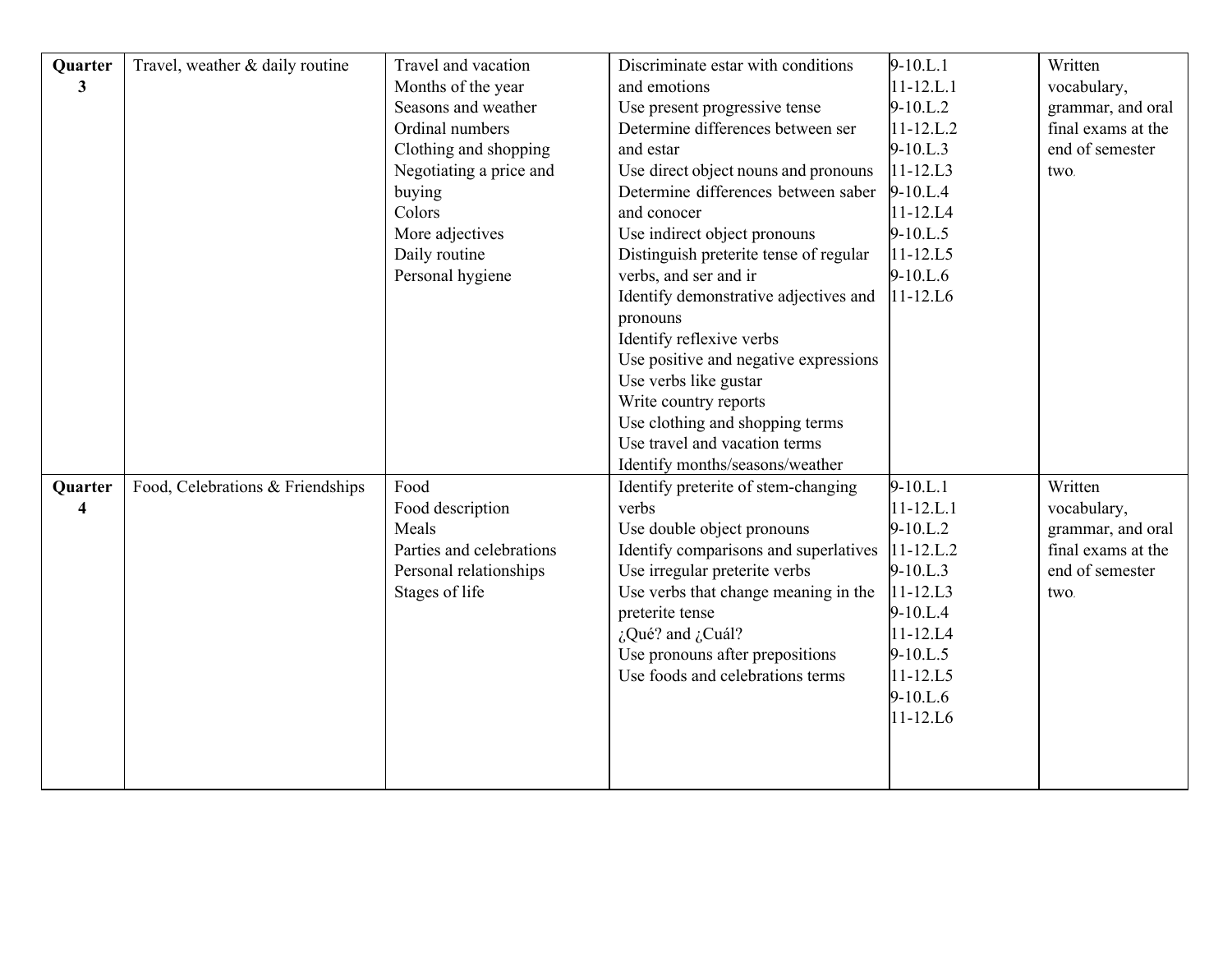| | | | | | |
|---|---|---|---|---|---|
| **Quarter 3** | Travel, weather & daily routine | Travel and vacation<br>Months of the year<br>Seasons and weather<br>Ordinal numbers<br>Clothing and shopping<br>Negotiating a price and buying<br>Colors<br>More adjectives<br>Daily routine<br>Personal hygiene | Discriminate estar with conditions and emotions<br>Use present progressive tense<br>Determine differences between ser and estar<br>Use direct object nouns and pronouns<br>Determine differences between saber and conocer<br>Use indirect object pronouns<br>Distinguish preterite tense of regular verbs, and ser and ir<br>Identify demonstrative adjectives and pronouns<br>Identify reflexive verbs<br>Use positive and negative expressions<br>Use verbs like gustar<br>Write country reports<br>Use clothing and shopping terms<br>Use travel and vacation terms<br>Identify months/seasons/weather | 9-10.L.1<br>11-12.L.1<br>9-10.L.2<br>11-12.L.2<br>9-10.L.3<br>11-12.L3<br>9-10.L.4<br>11-12.L4<br>9-10.L.5<br>11-12.L5<br>9-10.L.6<br>11-12.L6 | Written vocabulary, grammar, and oral final exams at the end of semester two. |
| **Quarter 4** | Food, Celebrations & Friendships | Food<br>Food description<br>Meals<br>Parties and celebrations<br>Personal relationships<br>Stages of life | Identify preterite of stem-changing verbs<br>Use double object pronouns<br>Identify comparisons and superlatives<br>Use irregular preterite verbs<br>Use verbs that change meaning in the preterite tense<br>¿Qué? and ¿Cuál?<br>Use pronouns after prepositions<br>Use foods and celebrations terms | 9-10.L.1<br>11-12.L.1<br>9-10.L.2<br>11-12.L.2<br>9-10.L.3<br>11-12.L3<br>9-10.L.4<br>11-12.L4<br>9-10.L.5<br>11-12.L5<br>9-10.L.6<br>11-12.L6 | Written vocabulary, grammar, and oral final exams at the end of semester two. |